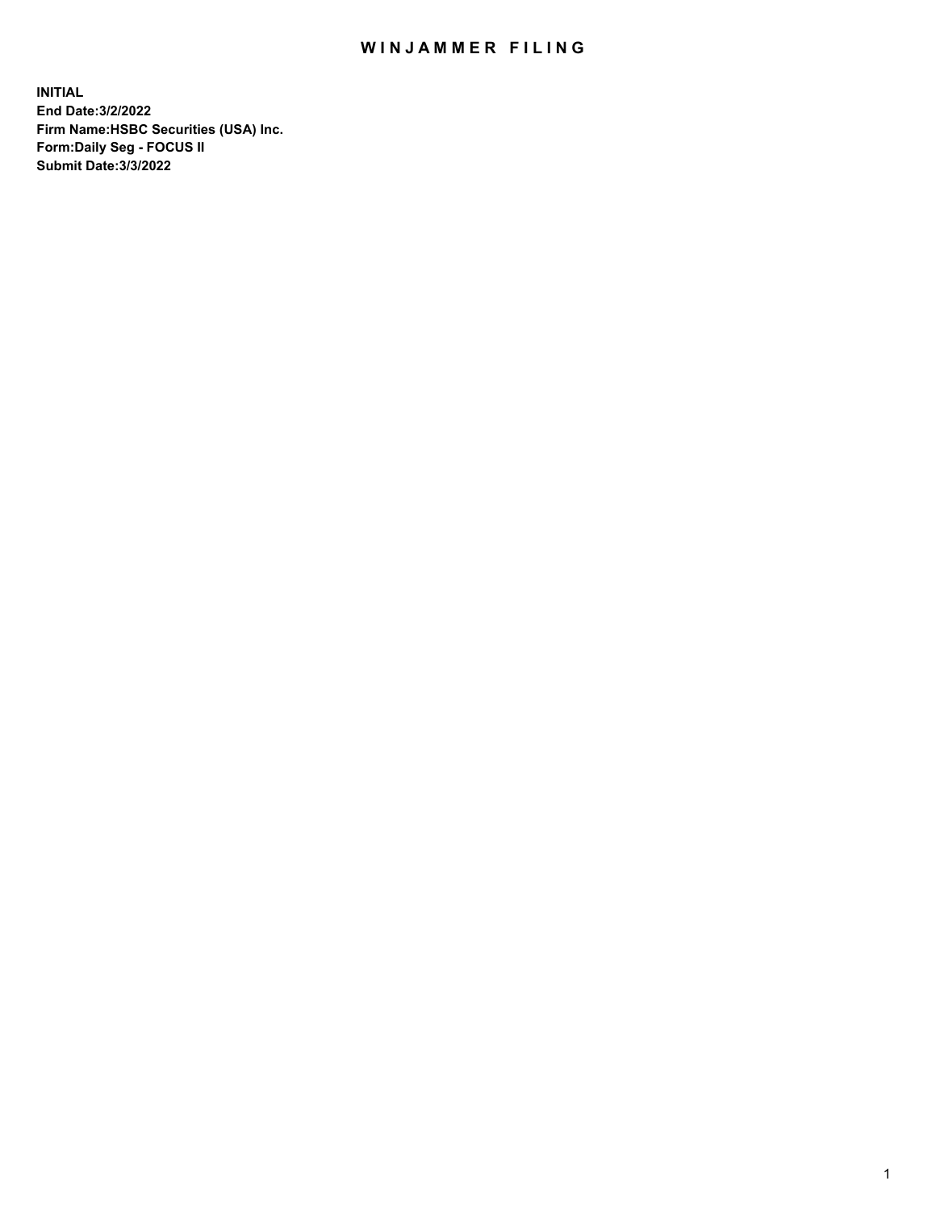# WINJAMMER FILING

**INITIAL**
**End Date:3/2/2022**
**Firm Name:HSBC Securities (USA) Inc.**
**Form:Daily Seg - FOCUS II**
**Submit Date:3/3/2022**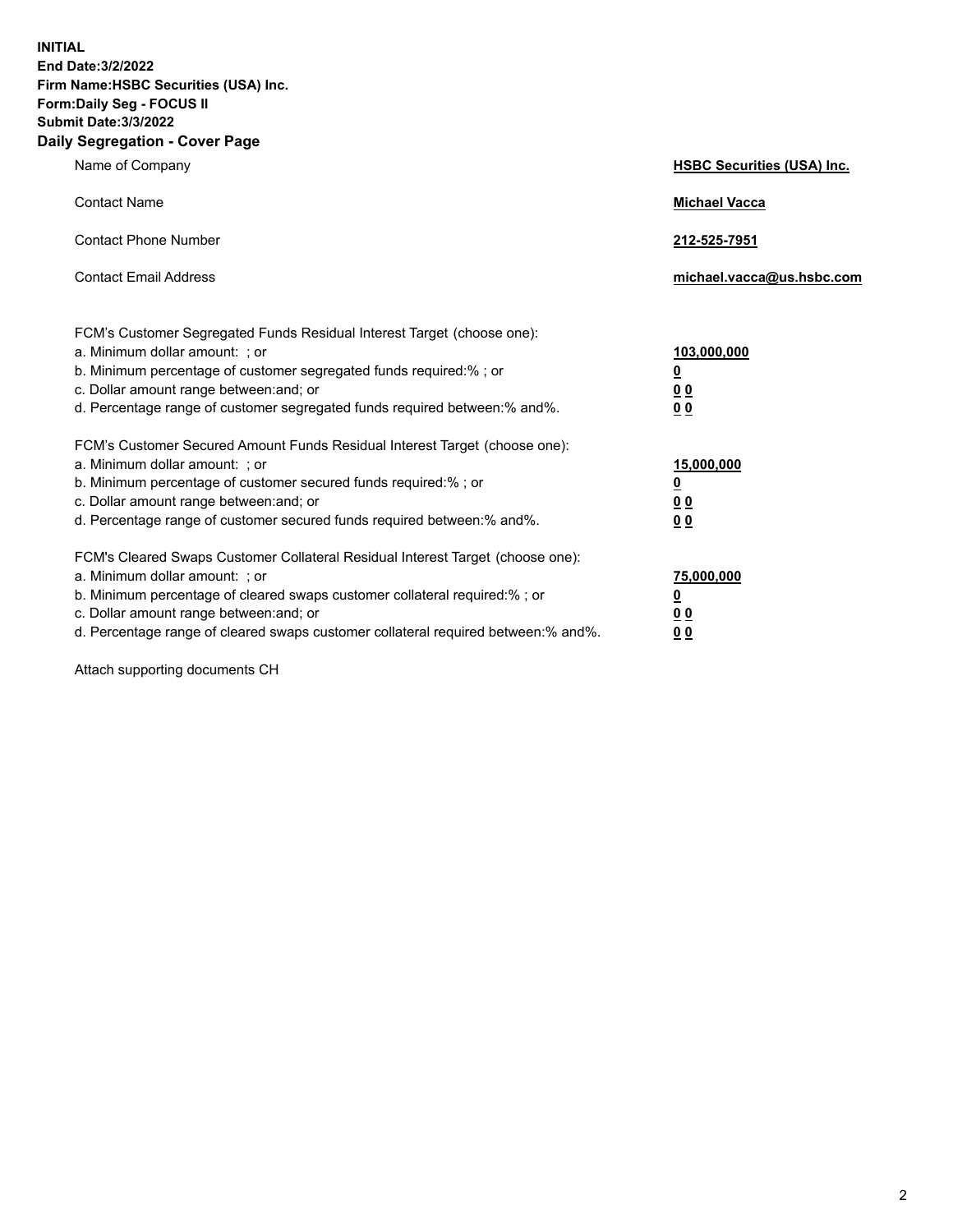**INITIAL**
**End Date:3/2/2022**
**Firm Name:HSBC Securities (USA) Inc.**
**Form:Daily Seg - FOCUS II**
**Submit Date:3/3/2022**

## Daily Segregation - Cover Page

| | |
|---|---|
| Name of Company | **HSBC Securities (USA) Inc.** |
| Contact Name | **Michael Vacca** |
| Contact Phone Number | **212-525-7951** |
| Contact Email Address | **michael.vacca@us.hsbc.com** |

| | |
|---|---|
| FCM's Customer Segregated Funds Residual Interest Target (choose one): | |
| a. Minimum dollar amount: ; or | **103,000,000** |
| b. Minimum percentage of customer segregated funds required:% ; or | **0** |
| c. Dollar amount range between:and; or | **0 0** |
| d. Percentage range of customer segregated funds required between:% and%. | **0 0** |
| FCM's Customer Secured Amount Funds Residual Interest Target (choose one): | |
| a. Minimum dollar amount: ; or | **15,000,000** |
| b. Minimum percentage of customer secured funds required:% ; or | **0** |
| c. Dollar amount range between:and; or | **0 0** |
| d. Percentage range of customer secured funds required between:% and%. | **0 0** |
| FCM's Cleared Swaps Customer Collateral Residual Interest Target (choose one): | |
| a. Minimum dollar amount: ; or | **75,000,000** |
| b. Minimum percentage of cleared swaps customer collateral required:% ; or | **0** |
| c. Dollar amount range between:and; or | **0 0** |
| d. Percentage range of cleared swaps customer collateral required between:% and%. | **0 0** |

Attach supporting documents CH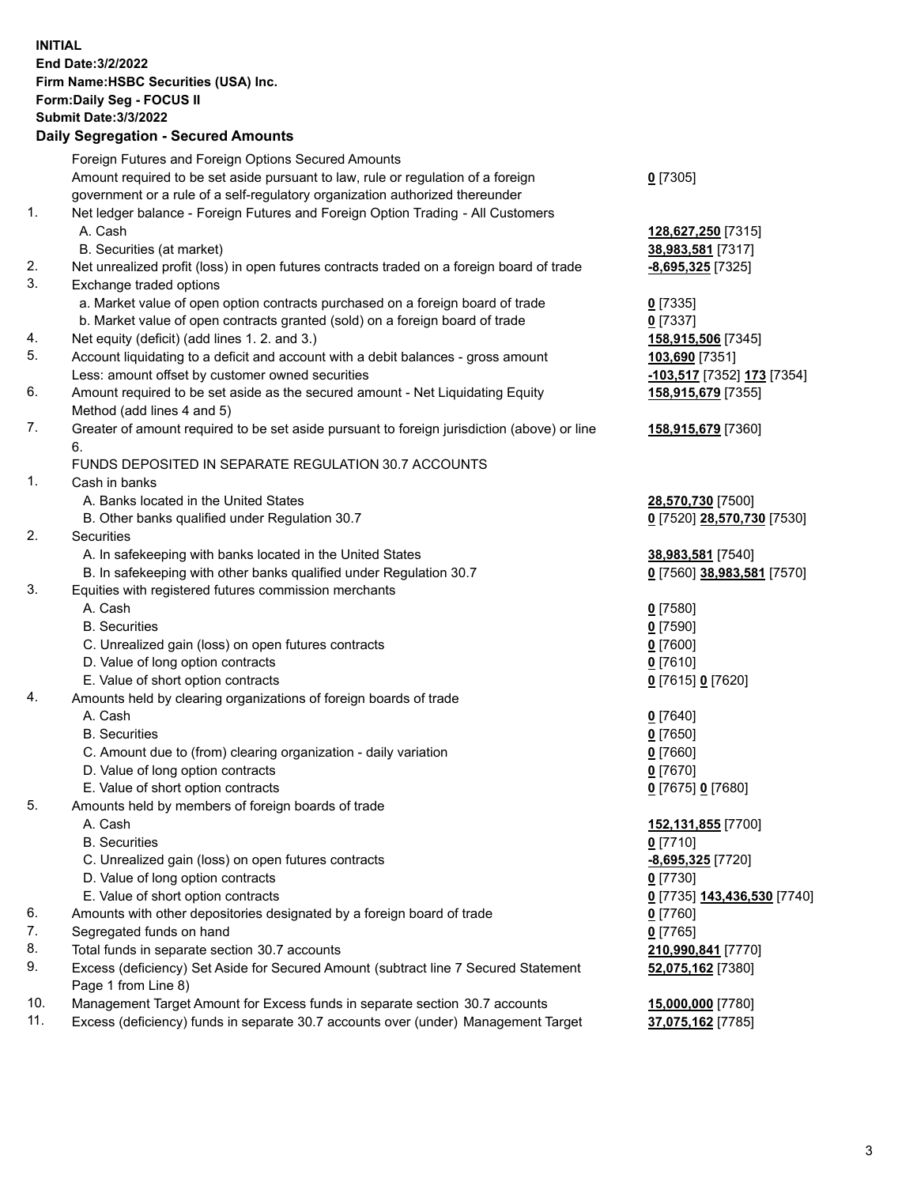**INITIAL**
**End Date:3/2/2022**
**Firm Name:HSBC Securities (USA) Inc.**
**Form:Daily Seg - FOCUS II**
**Submit Date:3/3/2022**

### Daily Segregation - Secured Amounts

| | | |
|---|---|---|
| | Foreign Futures and Foreign Options Secured Amounts | |
| | Amount required to be set aside pursuant to law, rule or regulation of a foreign government or a rule of a self-regulatory organization authorized thereunder | **0** [7305] |
| 1. | Net ledger balance - Foreign Futures and Foreign Option Trading - All Customers | |
| | A. Cash | **128,627,250** [7315] |
| | B. Securities (at market) | **38,983,581** [7317] |
| 2. | Net unrealized profit (loss) in open futures contracts traded on a foreign board of trade | **-8,695,325** [7325] |
| 3. | Exchange traded options | |
| | a. Market value of open option contracts purchased on a foreign board of trade | **0** [7335] |
| | b. Market value of open contracts granted (sold) on a foreign board of trade | **0** [7337] |
| 4. | Net equity (deficit) (add lines 1. 2. and 3.) | **158,915,506** [7345] |
| 5. | Account liquidating to a deficit and account with a debit balances - gross amount | **103,690** [7351] |
| | Less: amount offset by customer owned securities | **-103,517** [7352] **173** [7354] |
| 6. | Amount required to be set aside as the secured amount - Net Liquidating Equity Method (add lines 4 and 5) | **158,915,679** [7355] |
| 7. | Greater of amount required to be set aside pursuant to foreign jurisdiction (above) or line 6. | **158,915,679** [7360] |
| | FUNDS DEPOSITED IN SEPARATE REGULATION 30.7 ACCOUNTS | |
| 1. | Cash in banks | |
| | A. Banks located in the United States | **28,570,730** [7500] |
| | B. Other banks qualified under Regulation 30.7 | **0** [7520] **28,570,730** [7530] |
| 2. | Securities | |
| | A. In safekeeping with banks located in the United States | **38,983,581** [7540] |
| | B. In safekeeping with other banks qualified under Regulation 30.7 | **0** [7560] **38,983,581** [7570] |
| 3. | Equities with registered futures commission merchants | |
| | A. Cash | **0** [7580] |
| | B. Securities | **0** [7590] |
| | C. Unrealized gain (loss) on open futures contracts | **0** [7600] |
| | D. Value of long option contracts | **0** [7610] |
| | E. Value of short option contracts | **0** [7615] **0** [7620] |
| 4. | Amounts held by clearing organizations of foreign boards of trade | |
| | A. Cash | **0** [7640] |
| | B. Securities | **0** [7650] |
| | C. Amount due to (from) clearing organization - daily variation | **0** [7660] |
| | D. Value of long option contracts | **0** [7670] |
| | E. Value of short option contracts | **0** [7675] **0** [7680] |
| 5. | Amounts held by members of foreign boards of trade | |
| | A. Cash | **152,131,855** [7700] |
| | B. Securities | **0** [7710] |
| | C. Unrealized gain (loss) on open futures contracts | **-8,695,325** [7720] |
| | D. Value of long option contracts | **0** [7730] |
| | E. Value of short option contracts | **0** [7735] **143,436,530** [7740] |
| 6. | Amounts with other depositories designated by a foreign board of trade | **0** [7760] |
| 7. | Segregated funds on hand | **0** [7765] |
| 8. | Total funds in separate section 30.7 accounts | **210,990,841** [7770] |
| 9. | Excess (deficiency) Set Aside for Secured Amount (subtract line 7 Secured Statement Page 1 from Line 8) | **52,075,162** [7380] |
| 10. | Management Target Amount for Excess funds in separate section 30.7 accounts | **15,000,000** [7780] |
| 11. | Excess (deficiency) funds in separate 30.7 accounts over (under) Management Target | **37,075,162** [7785] |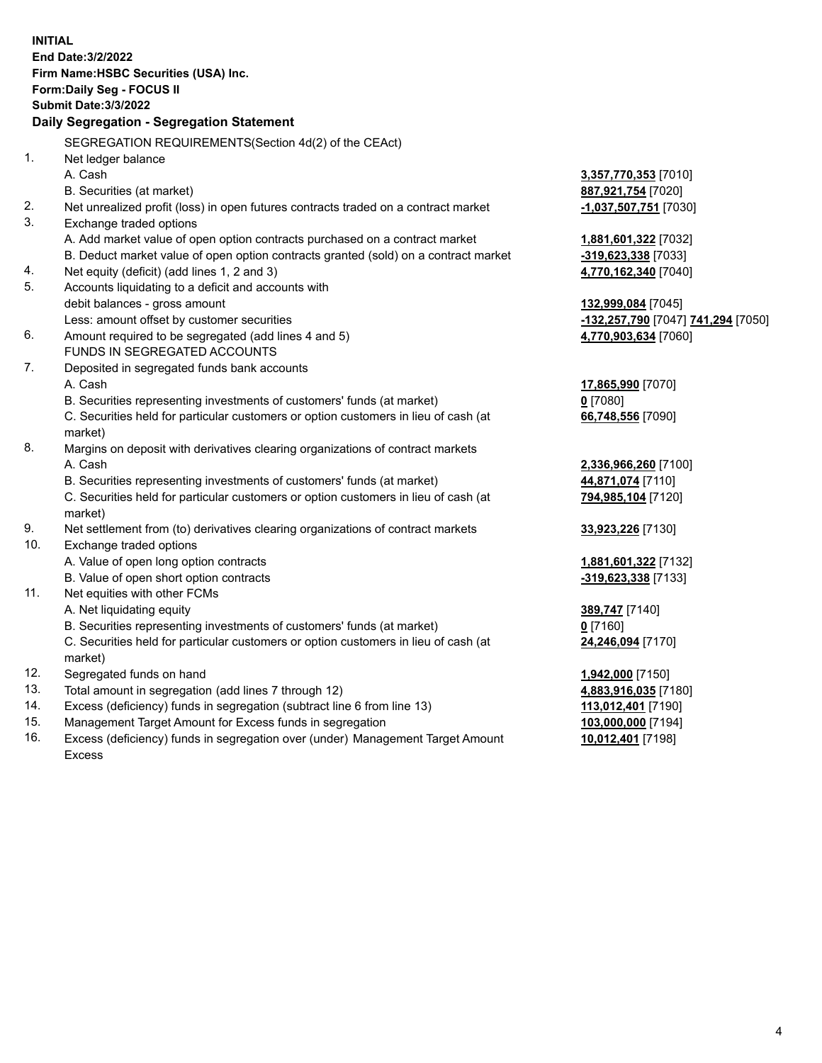**INITIAL**
**End Date:3/2/2022**
**Firm Name:HSBC Securities (USA) Inc.**
**Form:Daily Seg - FOCUS II**
**Submit Date:3/3/2022**

## Daily Segregation - Segregation Statement

SEGREGATION REQUIREMENTS(Section 4d(2) of the CEAct)

| | | |
|---|---|---|
| 1. | Net ledger balance | |
| | A. Cash | **3,357,770,353** [7010] |
| | B. Securities (at market) | **887,921,754** [7020] |
| 2. | Net unrealized profit (loss) in open futures contracts traded on a contract market | **-1,037,507,751** [7030] |
| 3. | Exchange traded options | |
| | A. Add market value of open option contracts purchased on a contract market | **1,881,601,322** [7032] |
| | B. Deduct market value of open option contracts granted (sold) on a contract market | **-319,623,338** [7033] |
| 4. | Net equity (deficit) (add lines 1, 2 and 3) | **4,770,162,340** [7040] |
| 5. | Accounts liquidating to a deficit and accounts with debit balances - gross amount | **132,999,084** [7045] |
| | Less: amount offset by customer securities | **-132,257,790** [7047] **741,294** [7050] |
| 6. | Amount required to be segregated (add lines 4 and 5) | **4,770,903,634** [7060] |
| | FUNDS IN SEGREGATED ACCOUNTS | |
| 7. | Deposited in segregated funds bank accounts | |
| | A. Cash | **17,865,990** [7070] |
| | B. Securities representing investments of customers' funds (at market) | **0** [7080] |
| | C. Securities held for particular customers or option customers in lieu of cash (at market) | **66,748,556** [7090] |
| 8. | Margins on deposit with derivatives clearing organizations of contract markets | |
| | A. Cash | **2,336,966,260** [7100] |
| | B. Securities representing investments of customers' funds (at market) | **44,871,074** [7110] |
| | C. Securities held for particular customers or option customers in lieu of cash (at market) | **794,985,104** [7120] |
| 9. | Net settlement from (to) derivatives clearing organizations of contract markets | **33,923,226** [7130] |
| 10. | Exchange traded options | |
| | A. Value of open long option contracts | **1,881,601,322** [7132] |
| | B. Value of open short option contracts | **-319,623,338** [7133] |
| 11. | Net equities with other FCMs | |
| | A. Net liquidating equity | **389,747** [7140] |
| | B. Securities representing investments of customers' funds (at market) | **0** [7160] |
| | C. Securities held for particular customers or option customers in lieu of cash (at market) | **24,246,094** [7170] |
| 12. | Segregated funds on hand | **1,942,000** [7150] |
| 13. | Total amount in segregation (add lines 7 through 12) | **4,883,916,035** [7180] |
| 14. | Excess (deficiency) funds in segregation (subtract line 6 from line 13) | **113,012,401** [7190] |
| 15. | Management Target Amount for Excess funds in segregation | **103,000,000** [7194] |
| 16. | Excess (deficiency) funds in segregation over (under) Management Target Amount Excess | **10,012,401** [7198] |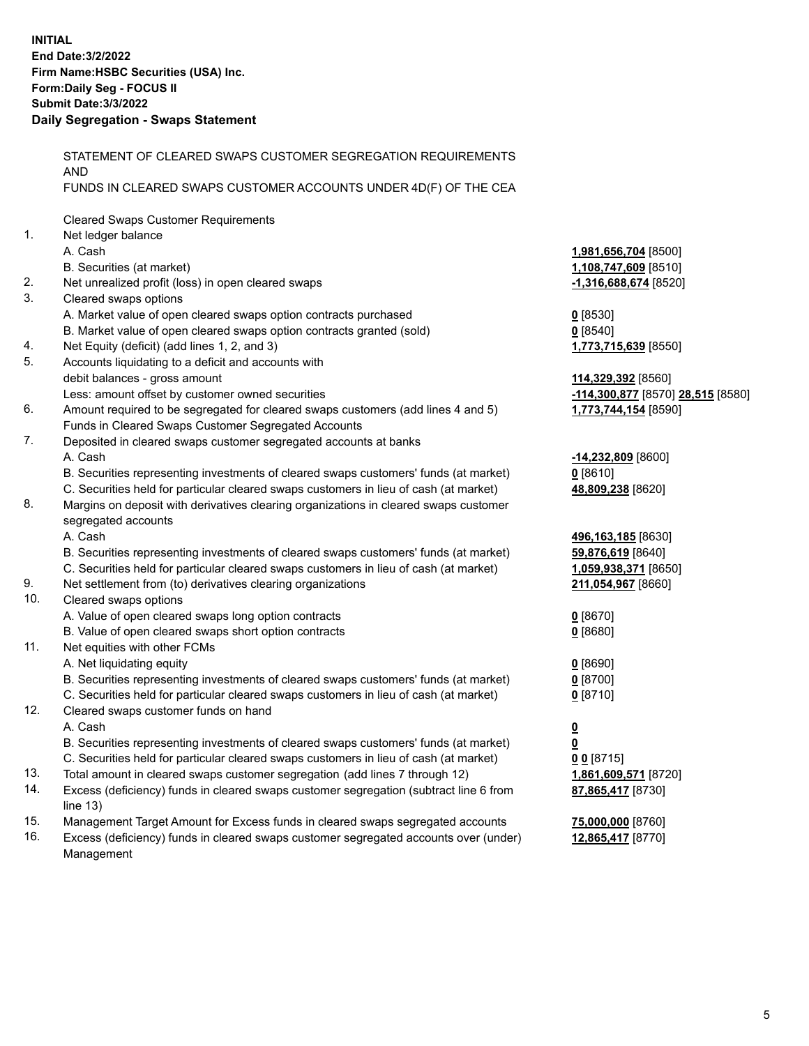**INITIAL**
**End Date:3/2/2022**
**Firm Name:HSBC Securities (USA) Inc.**
**Form:Daily Seg - FOCUS II**
**Submit Date:3/3/2022**
**Daily Segregation - Swaps Statement**

STATEMENT OF CLEARED SWAPS CUSTOMER SEGREGATION REQUIREMENTS AND
FUNDS IN CLEARED SWAPS CUSTOMER ACCOUNTS UNDER 4D(F) OF THE CEA

| | | |
|---|---|---|
| | Cleared Swaps Customer Requirements | |
| 1. | Net ledger balance | |
| | A. Cash | **1,981,656,704** [8500] |
| | B. Securities (at market) | **1,108,747,609** [8510] |
| 2. | Net unrealized profit (loss) in open cleared swaps | **-1,316,688,674** [8520] |
| 3. | Cleared swaps options | |
| | A. Market value of open cleared swaps option contracts purchased | **0** [8530] |
| | B. Market value of open cleared swaps option contracts granted (sold) | **0** [8540] |
| 4. | Net Equity (deficit) (add lines 1, 2, and 3) | **1,773,715,639** [8550] |
| 5. | Accounts liquidating to a deficit and accounts with | |
| | debit balances - gross amount | **114,329,392** [8560] |
| | Less: amount offset by customer owned securities | **-114,300,877** [8570] **28,515** [8580] |
| 6. | Amount required to be segregated for cleared swaps customers (add lines 4 and 5) | **1,773,744,154** [8590] |
| | Funds in Cleared Swaps Customer Segregated Accounts | |
| 7. | Deposited in cleared swaps customer segregated accounts at banks | |
| | A. Cash | **-14,232,809** [8600] |
| | B. Securities representing investments of cleared swaps customers' funds (at market) | **0** [8610] |
| | C. Securities held for particular cleared swaps customers in lieu of cash (at market) | **48,809,238** [8620] |
| 8. | Margins on deposit with derivatives clearing organizations in cleared swaps customer segregated accounts | |
| | A. Cash | **496,163,185** [8630] |
| | B. Securities representing investments of cleared swaps customers' funds (at market) | **59,876,619** [8640] |
| | C. Securities held for particular cleared swaps customers in lieu of cash (at market) | **1,059,938,371** [8650] |
| 9. | Net settlement from (to) derivatives clearing organizations | **211,054,967** [8660] |
| 10. | Cleared swaps options | |
| | A. Value of open cleared swaps long option contracts | **0** [8670] |
| | B. Value of open cleared swaps short option contracts | **0** [8680] |
| 11. | Net equities with other FCMs | |
| | A. Net liquidating equity | **0** [8690] |
| | B. Securities representing investments of cleared swaps customers' funds (at market) | **0** [8700] |
| | C. Securities held for particular cleared swaps customers in lieu of cash (at market) | **0** [8710] |
| 12. | Cleared swaps customer funds on hand | |
| | A. Cash | **0** |
| | B. Securities representing investments of cleared swaps customers' funds (at market) | **0** |
| | C. Securities held for particular cleared swaps customers in lieu of cash (at market) | **0** **0** [8715] |
| 13. | Total amount in cleared swaps customer segregation (add lines 7 through 12) | **1,861,609,571** [8720] |
| 14. | Excess (deficiency) funds in cleared swaps customer segregation (subtract line 6 from line 13) | **87,865,417** [8730] |
| 15. | Management Target Amount for Excess funds in cleared swaps segregated accounts | **75,000,000** [8760] |
| 16. | Excess (deficiency) funds in cleared swaps customer segregated accounts over (under) Management | **12,865,417** [8770] |